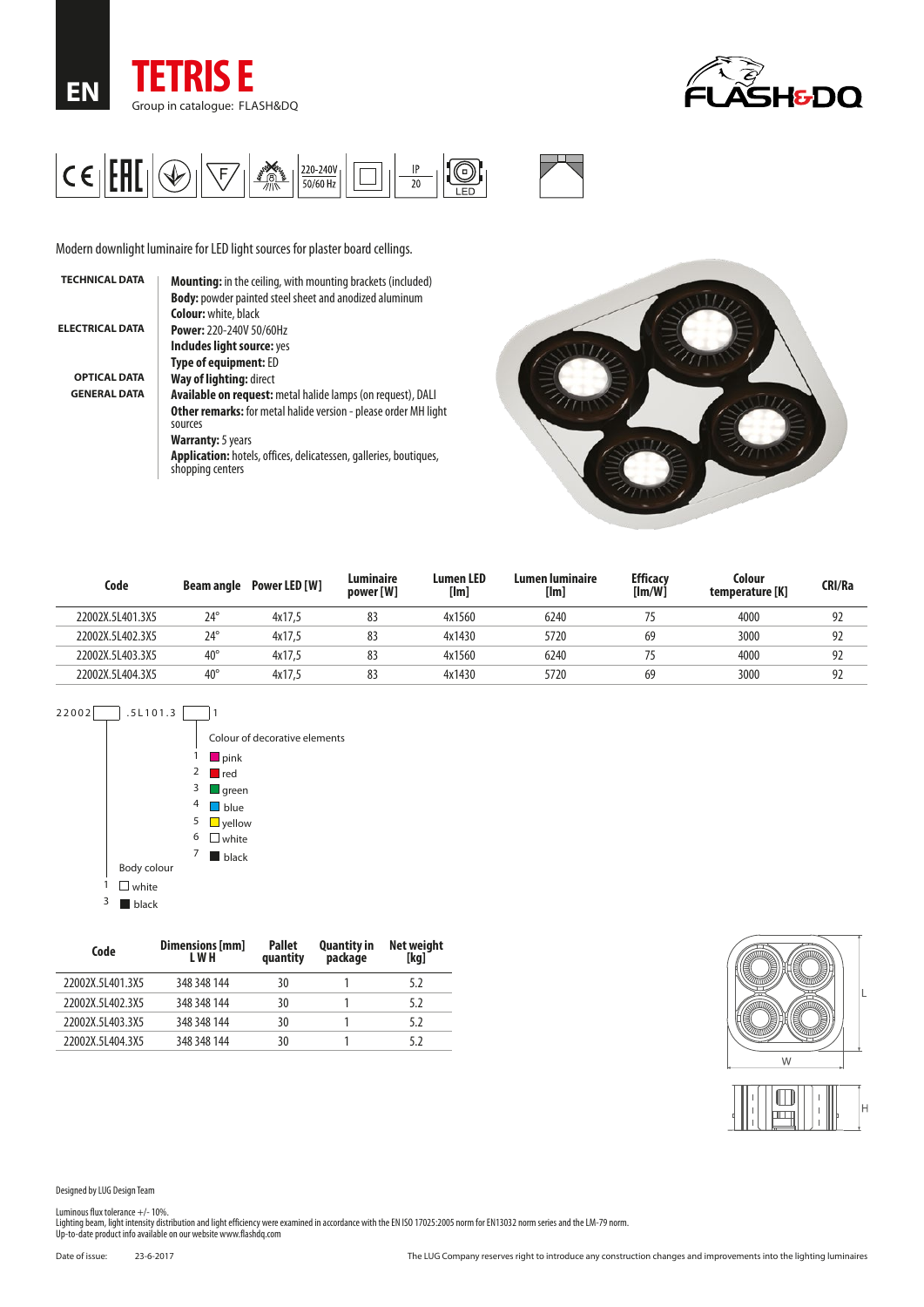EN

# TETRIS E

Group in catalogue: FLASH&DQ

220-240V 50/60 Hz IP 20 LED

Modern downlight luminaire for LED light sources for plaster board cellings.

**TECHNICAL DATA**
**Mounting:** in the ceiling, with mounting brackets (included)
**Body:** powder painted steel sheet and anodized aluminum
**Colour:** white, black

**ELECTRICAL DATA**
**Power:** 220-240V 50/60Hz
**Includes light source:** yes
**Type of equipment:** ED

**OPTICAL DATA**
**Way of lighting:** direct

**GENERAL DATA**
**Available on request:** metal halide lamps (on request), DALI
**Other remarks:** for metal halide version - please order MH light sources
**Warranty:** 5 years
**Application:** hotels, offices, delicatessen, galleries, boutiques, shopping centers

| Code | Beam angle | Power LED [W] | Luminaire power [W] | Lumen LED [lm] | Lumen luminaire [lm] | Efficacy [lm/W] | Colour temperature [K] | CRI/Ra |
|---|---|---|---|---|---|---|---|---|
| 22002X.5L401.3X5 | 24° | 4x17,5 | 83 | 4x1560 | 6240 | 75 | 4000 | 92 |
| 22002X.5L402.3X5 | 24° | 4x17,5 | 83 | 4x1430 | 5720 | 69 | 3000 | 92 |
| 22002X.5L403.3X5 | 40° | 4x17,5 | 83 | 4x1560 | 6240 | 75 | 4000 | 92 |
| 22002X.5L404.3X5 | 40° | 4x17,5 | 83 | 4x1430 | 5720 | 69 | 3000 | 92 |

22002[ ].5L101.3[ ]1

Colour of decorative elements
- 1 pink
- 2 red
- 3 green
- 4 blue
- 5 yellow
- 6 white
- 7 black

Body colour
- 1 white
- 3 black

| Code | Dimensions [mm] L W H | Pallet quantity | Quantity in package | Net weight [kg] |
|---|---|---|---|---|
| 22002X.5L401.3X5 | 348 348 144 | 30 | 1 | 5.2 |
| 22002X.5L402.3X5 | 348 348 144 | 30 | 1 | 5.2 |
| 22002X.5L403.3X5 | 348 348 144 | 30 | 1 | 5.2 |
| 22002X.5L404.3X5 | 348 348 144 | 30 | 1 | 5.2 |

L W H

Designed by LUG Design Team

Luminous flux tolerance +/- 10%.
Lighting beam, light intensity distribution and light efficiency were examined in accordance with the EN ISO 17025:2005 norm for EN13032 norm series and the LM-79 norm.
Up-to-date product info available on our website www.flashdq.com

Date of issue: 23-6-2017

The LUG Company reserves right to introduce any construction changes and improvements into the lighting luminaires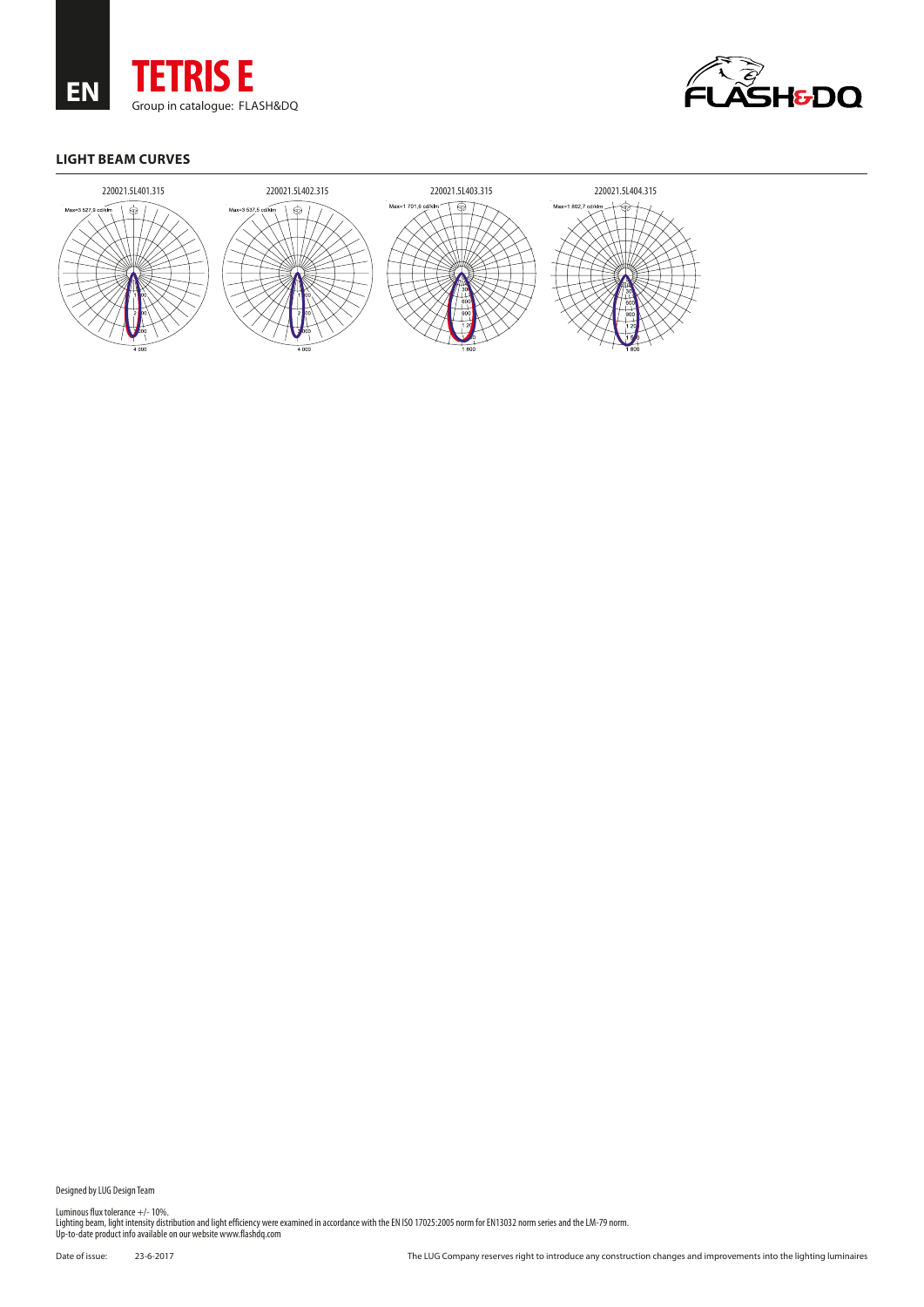# TETRIS E

Group in catalogue: FLASH&DQ

## LIGHT BEAM CURVES

220021.5L401.315

Max=3 527,9 cd/klm

1 000

2 000

3 000

4 000

220021.5L402.315

Max=3 537,5 cd/klm

1 000

2 000

3 000

4 000

220021.5L403.315

Max=1 701,6 cd/klm

300

600

900

1 200

1 800

220021.5L404.315

Max=1 802,7 cd/klm

300

600

900

1 200

1 500

1 800

Designed by LUG Design Team

Luminous flux tolerance +/- 10%.
Lighting beam, light intensity distribution and light efficiency were examined in accordance with the EN ISO 17025:2005 norm for EN13032 norm series and the LM-79 norm.
Up-to-date product info available on our website www.flashdq.com

Date of issue: 23-6-2017

The LUG Company reserves right to introduce any construction changes and improvements into the lighting luminaires